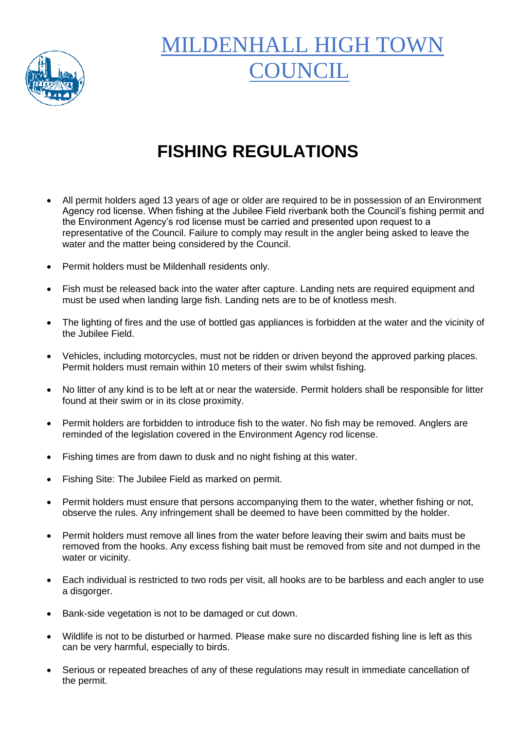# MILDENHALL HIGH TOWN COUNCIL

## FISHING REGULATIONS

- All permit holders aged 13 years of age or older are required to be in possession of an Environment Agency rod license. When fishing at the Jubilee Field riverbank both the Council's fishing permit and the Environment Agency's rod license must be carried and presented upon request to a representative of the Council. Failure to comply may result in the angler being asked to leave the water and the matter being considered by the Council.
- Permit holders must be Mildenhall residents only.
- Fish must be released back into the water after capture. Landing nets are required equipment and must be used when landing large fish. Landing nets are to be of knotless mesh.
- The lighting of fires and the use of bottled gas appliances is forbidden at the water and the vicinity of the Jubilee Field.
- Vehicles, including motorcycles, must not be ridden or driven beyond the approved parking places. Permit holders must remain within 10 meters of their swim whilst fishing.
- No litter of any kind is to be left at or near the waterside. Permit holders shall be responsible for litter found at their swim or in its close proximity.
- Permit holders are forbidden to introduce fish to the water. No fish may be removed. Anglers are reminded of the legislation covered in the Environment Agency rod license.
- Fishing times are from dawn to dusk and no night fishing at this water.
- Fishing Site: The Jubilee Field as marked on permit.
- Permit holders must ensure that persons accompanying them to the water, whether fishing or not, observe the rules. Any infringement shall be deemed to have been committed by the holder.
- Permit holders must remove all lines from the water before leaving their swim and baits must be removed from the hooks. Any excess fishing bait must be removed from site and not dumped in the water or vicinity.
- Each individual is restricted to two rods per visit, all hooks are to be barbless and each angler to use a disgorger.
- Bank-side vegetation is not to be damaged or cut down.
- Wildlife is not to be disturbed or harmed. Please make sure no discarded fishing line is left as this can be very harmful, especially to birds.
- Serious or repeated breaches of any of these regulations may result in immediate cancellation of the permit.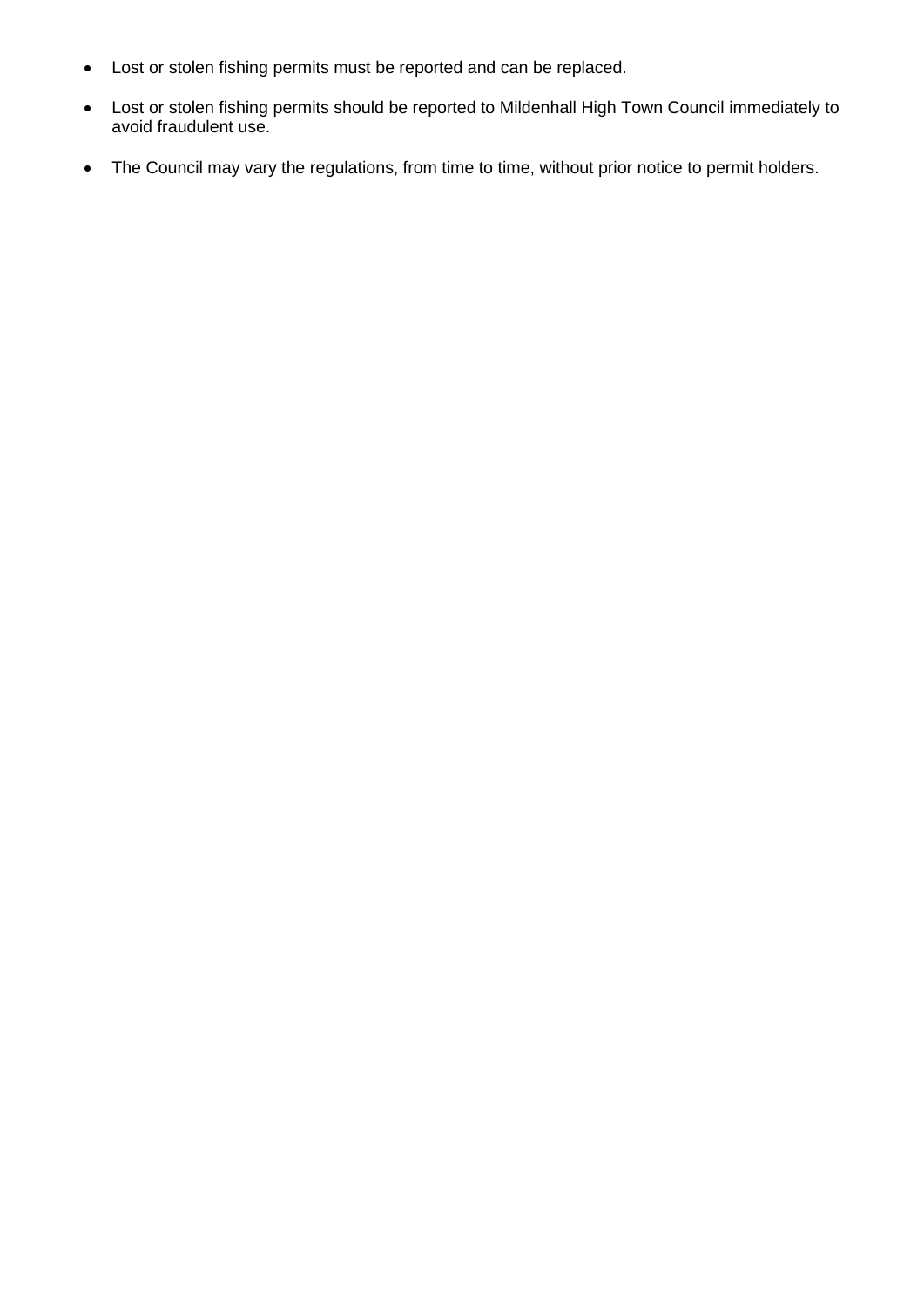- Lost or stolen fishing permits must be reported and can be replaced.
- Lost or stolen fishing permits should be reported to Mildenhall High Town Council immediately to avoid fraudulent use.
- The Council may vary the regulations, from time to time, without prior notice to permit holders.